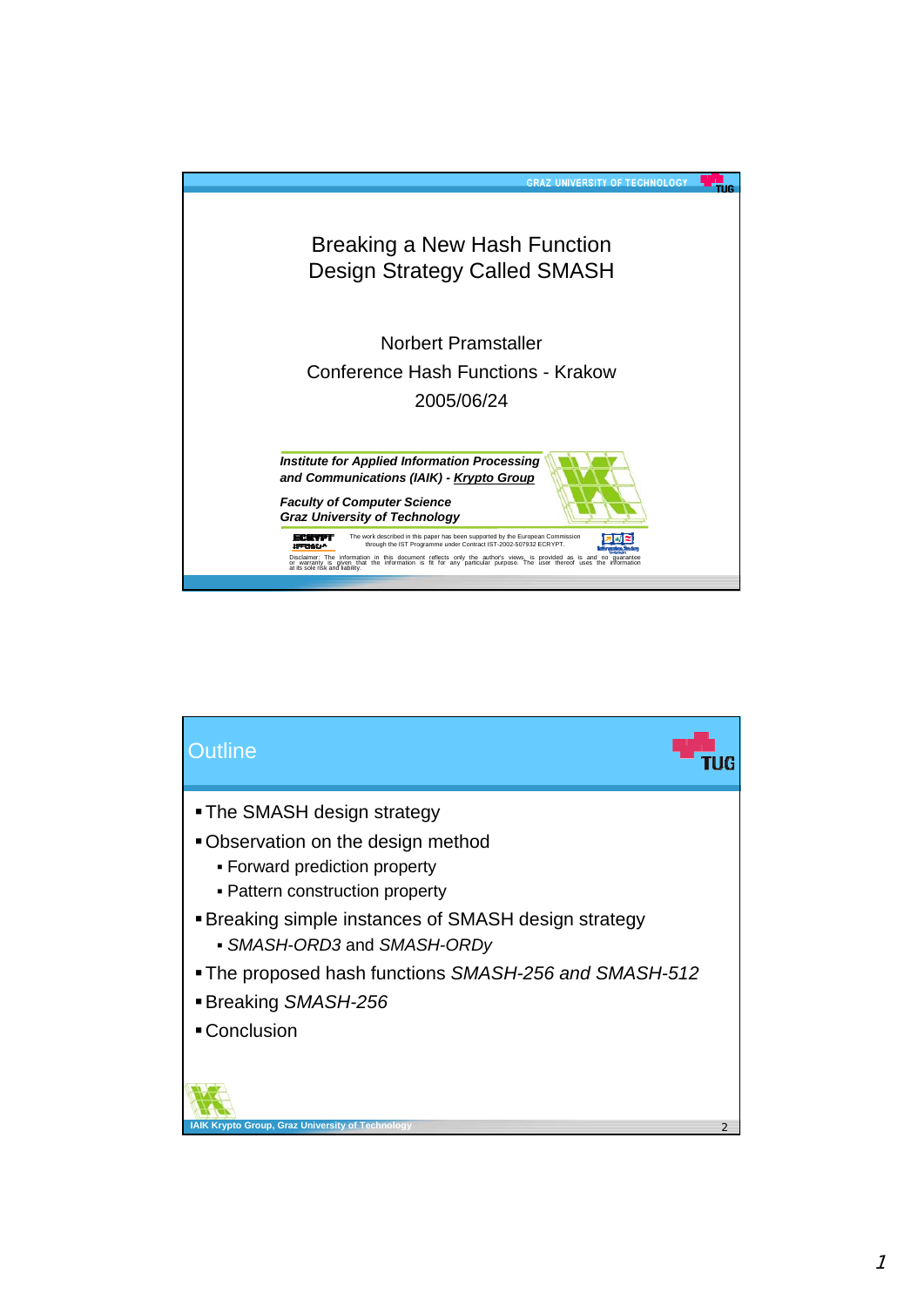# Breaking a New Hash Function Design Strategy Called SMASH

Norbert Pramstaller

Conference Hash Functions - Krakow

2005/06/24

***Institute for Applied Information Processing and Communications (IAIK) - Krypto Group***

***Faculty of Computer Science***
***Graz University of Technology***

The work described in this paper has been supported by the European Commission through the IST Programme under Contract IST-2002-507932 ECRYPT.

Disclaimer: The information in this document reflects only the author's views, is provided as is and no guarantee or warranty is given that the information is fit for any particular purpose. The user thereof uses the information at its sole risk and liability.

## Outline

- The SMASH design strategy
- Observation on the design method
  - Forward prediction property
  - Pattern construction property
- Breaking simple instances of SMASH design strategy
  - *SMASH-ORD3* and *SMASH-ORDy*
- The proposed hash functions *SMASH-256 and SMASH-512*
- Breaking *SMASH-256*
- Conclusion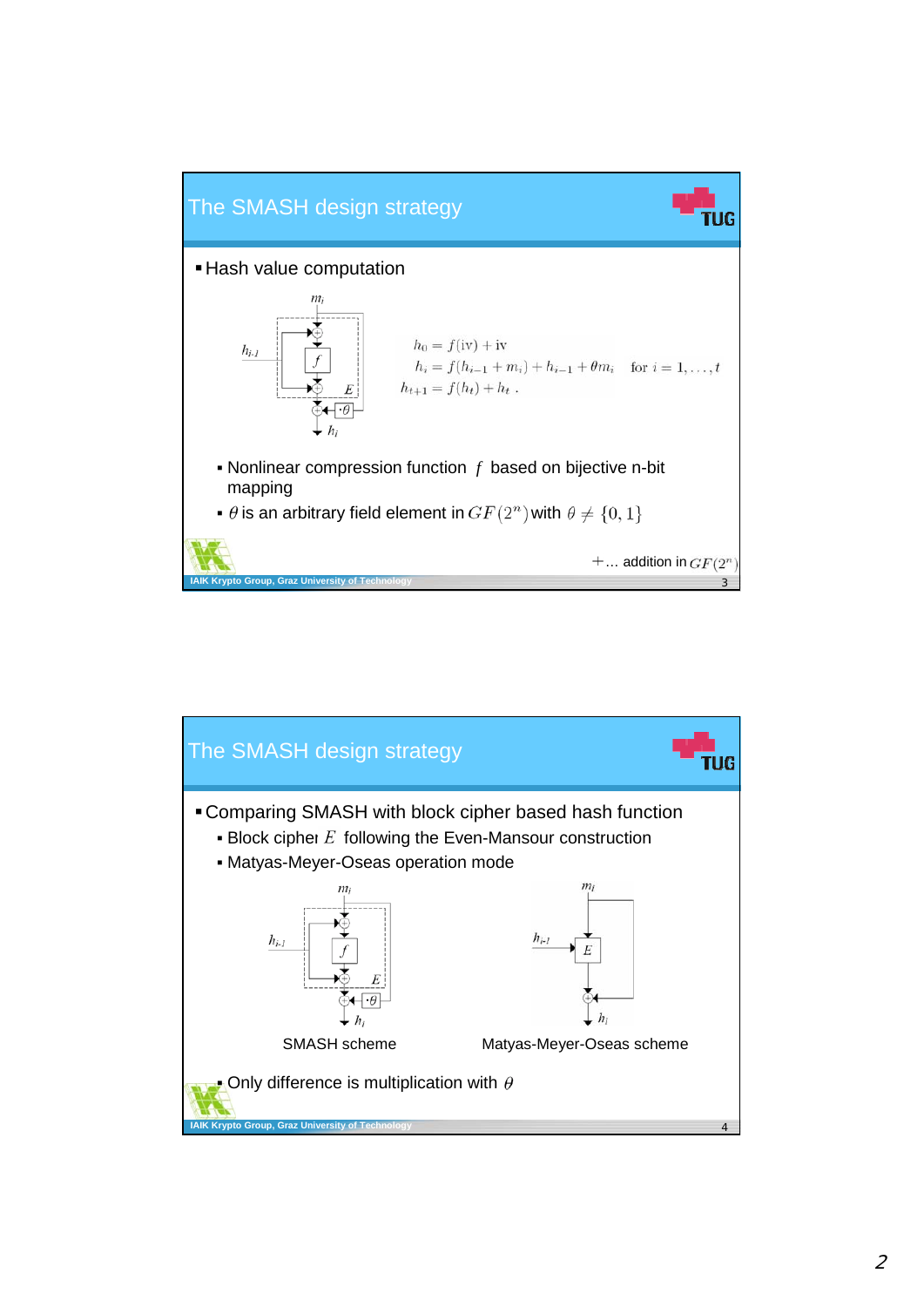## The SMASH design strategy

- Hash value computation

$$h_0 = f(\mathrm{iv}) + \mathrm{iv}$$
$$h_i = f(h_{i-1} + m_i) + h_{i-1} + \theta m_i \quad \text{for } i = 1, \ldots, t$$
$$h_{t+1} = f(h_t) + h_t \,.$$

  - Nonlinear compression function $f$ based on bijective n-bit mapping
  - $\theta$ is an arbitrary field element in $GF(2^n)$ with $\theta \neq \{0, 1\}$

$+ \ldots$ addition in $GF(2^n)$

## The SMASH design strategy

- Comparing SMASH with block cipher based hash function
  - Block cipher $E$ following the Even-Mansour construction
  - Matyas-Meyer-Oseas operation mode

SMASH scheme

Matyas-Meyer-Oseas scheme

  - Only difference is multiplication with $\theta$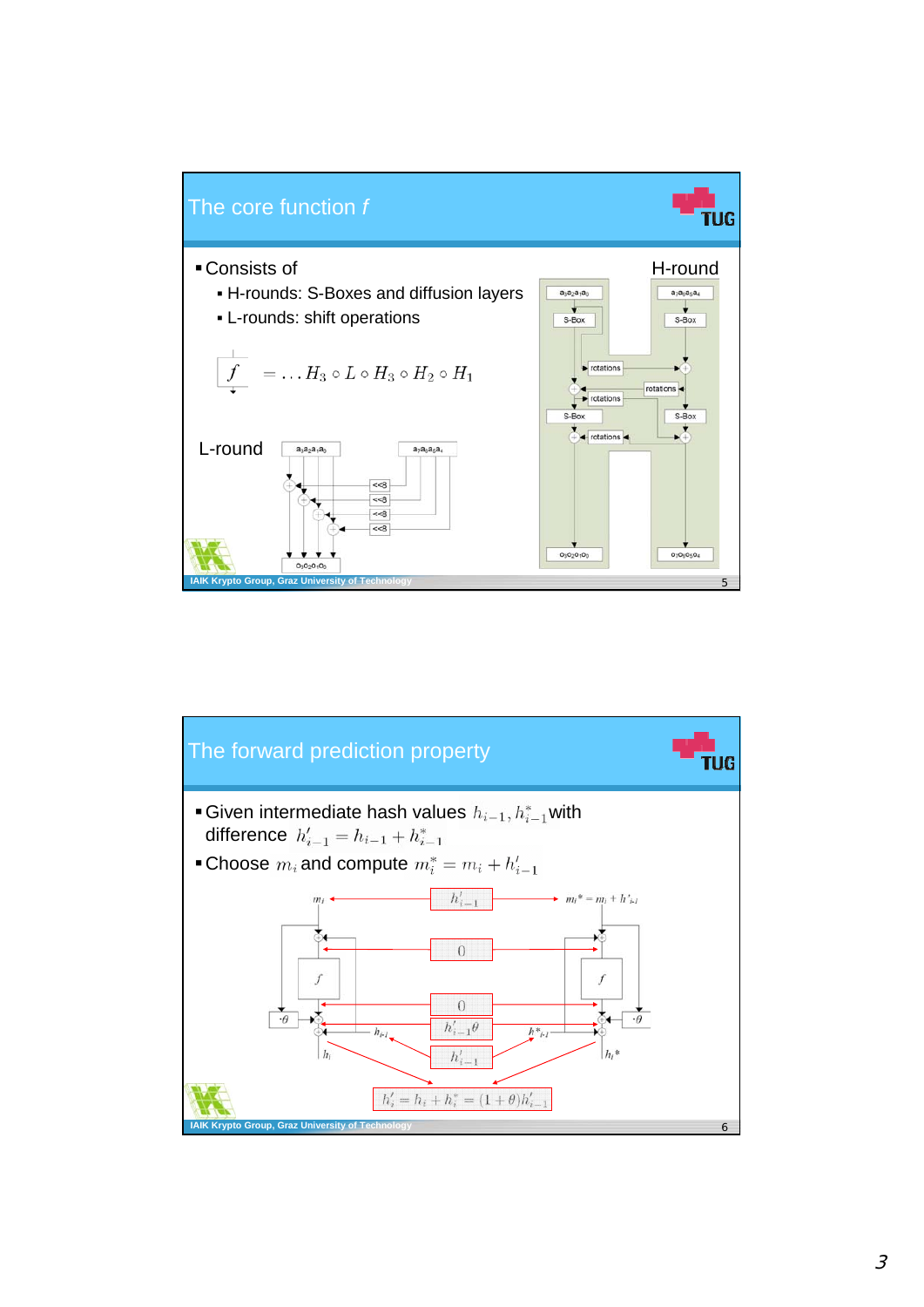## The core function $f$

- Consists of
  - H-rounds: S-Boxes and diffusion layers
  - L-rounds: shift operations

$$f = \ldots H_3 \circ L \circ H_3 \circ H_2 \circ H_1$$

L-round

H-round

## The forward prediction property

- Given intermediate hash values $h_{i-1}, h^*_{i-1}$ with difference $h'_{i-1} = h_{i-1} + h^*_{i-1}$
- Choose $m_i$ and compute $m^*_i = m_i + h'_{i-1}$

$$h'_i = h_i + h^*_i = (1+\theta)h'_{i-1}$$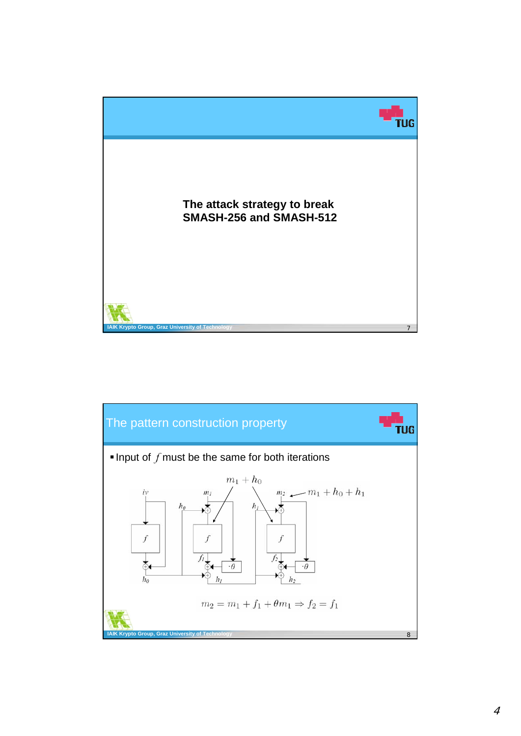# The attack strategy to break SMASH-256 and SMASH-512

## The pattern construction property

- Input of $f$ must be the same for both iterations

$m_1 + h_0$

$m_2 \leftarrow m_1 + h_0 + h_1$

$$m_2 = m_1 + f_1 + \theta m_1 \Rightarrow f_2 = f_1$$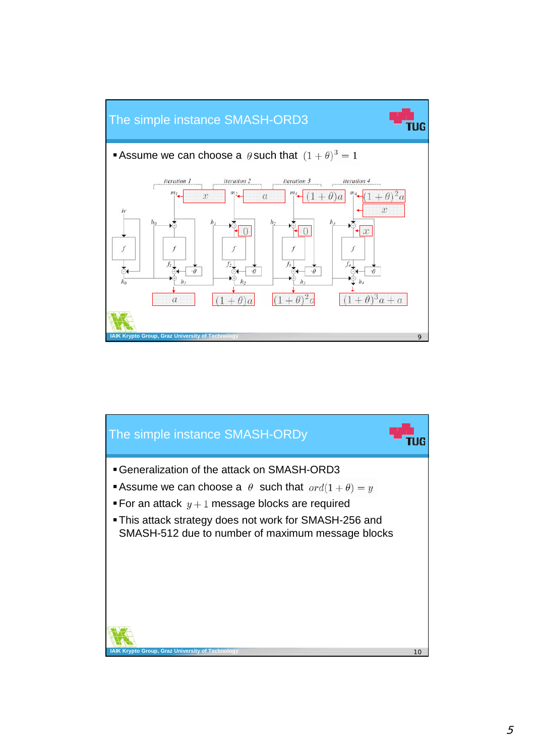## The simple instance SMASH-ORD3

- Assume we can choose a $\theta$ such that $(1+\theta)^3 = 1$

iteration 1 | iteration 2 | iteration 3 | iteration 4

$m_1$: $x$ | $m_2$: $a$ | $m_3$: $(1+\theta)a$ | $m_4$: $(1+\theta)^2 a$, $x$

$iv$, $f$, $h_0$, $h_1$, $h_2$, $h_3$, $h_4$, $f_1$, $f_2$, $f_3$, $f_4$, $\cdot\theta$

$0$ | $0$ | $x$

$a$ | $(1+\theta)a$ | $(1+\theta)^2 a$ | $(1+\theta)^3 a + a$

## The simple instance SMASH-ORDy

- Generalization of the attack on SMASH-ORD3
- Assume we can choose a $\theta$ such that $ord(1+\theta) = y$
- For an attack $y+1$ message blocks are required
- This attack strategy does not work for SMASH-256 and SMASH-512 due to number of maximum message blocks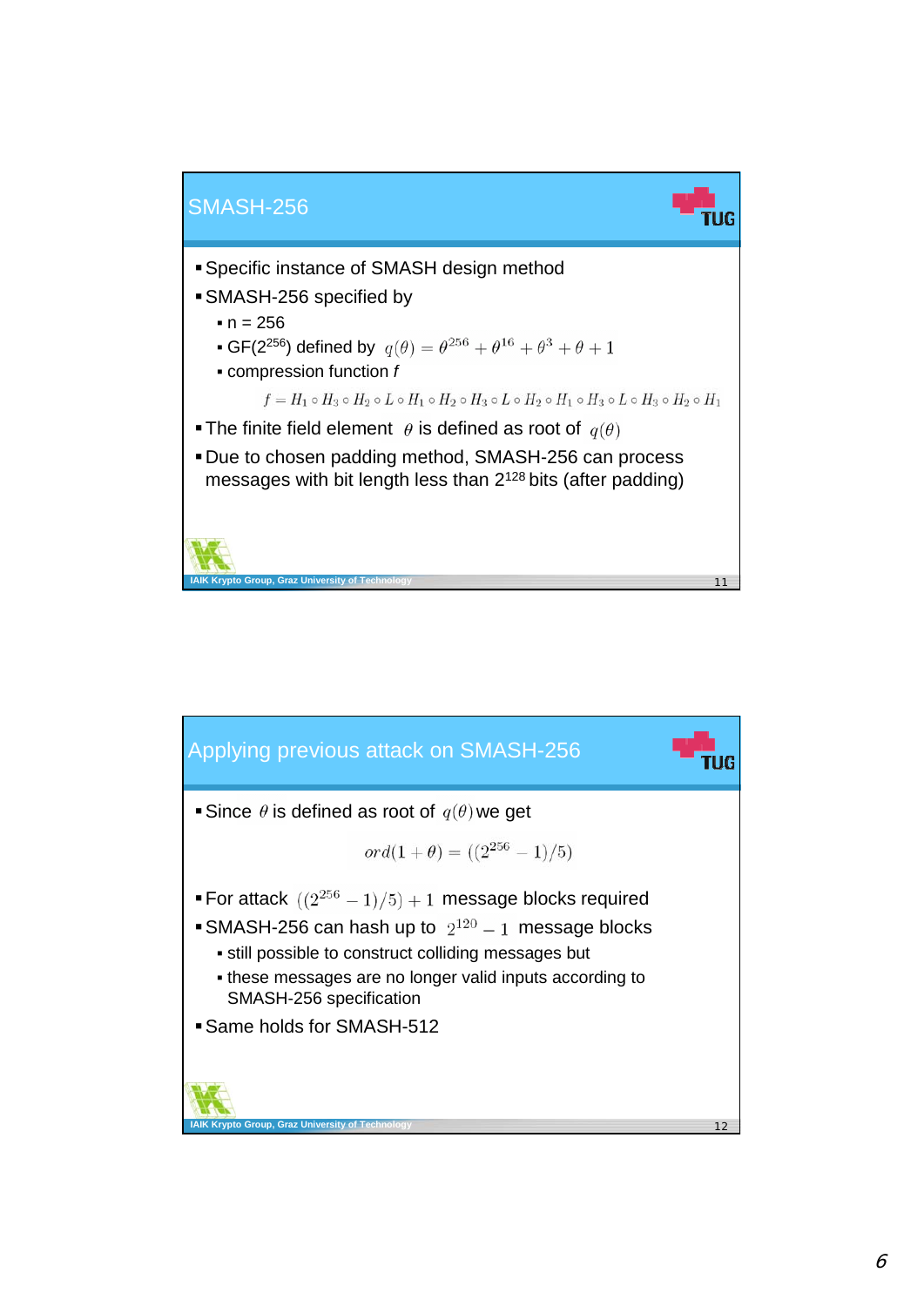## SMASH-256

- Specific instance of SMASH design method
- SMASH-256 specified by
  - n = 256
  - GF($2^{256}$) defined by $q(\theta) = \theta^{256} + \theta^{16} + \theta^3 + \theta + 1$
  - compression function *f*

$$f = H_1 \circ H_3 \circ H_2 \circ L \circ H_1 \circ H_2 \circ H_3 \circ L \circ H_2 \circ H_1 \circ H_3 \circ L \circ H_3 \circ H_2 \circ H_1$$

- The finite field element $\theta$ is defined as root of $q(\theta)$
- Due to chosen padding method, SMASH-256 can process messages with bit length less than $2^{128}$ bits (after padding)

## Applying previous attack on SMASH-256

- Since $\theta$ is defined as root of $q(\theta)$ we get

$$ord(1+\theta) = ((2^{256}-1)/5)$$

- For attack $((2^{256}-1)/5)+1$ message blocks required
- SMASH-256 can hash up to $2^{120}-1$ message blocks
  - still possible to construct colliding messages but
  - these messages are no longer valid inputs according to SMASH-256 specification
- Same holds for SMASH-512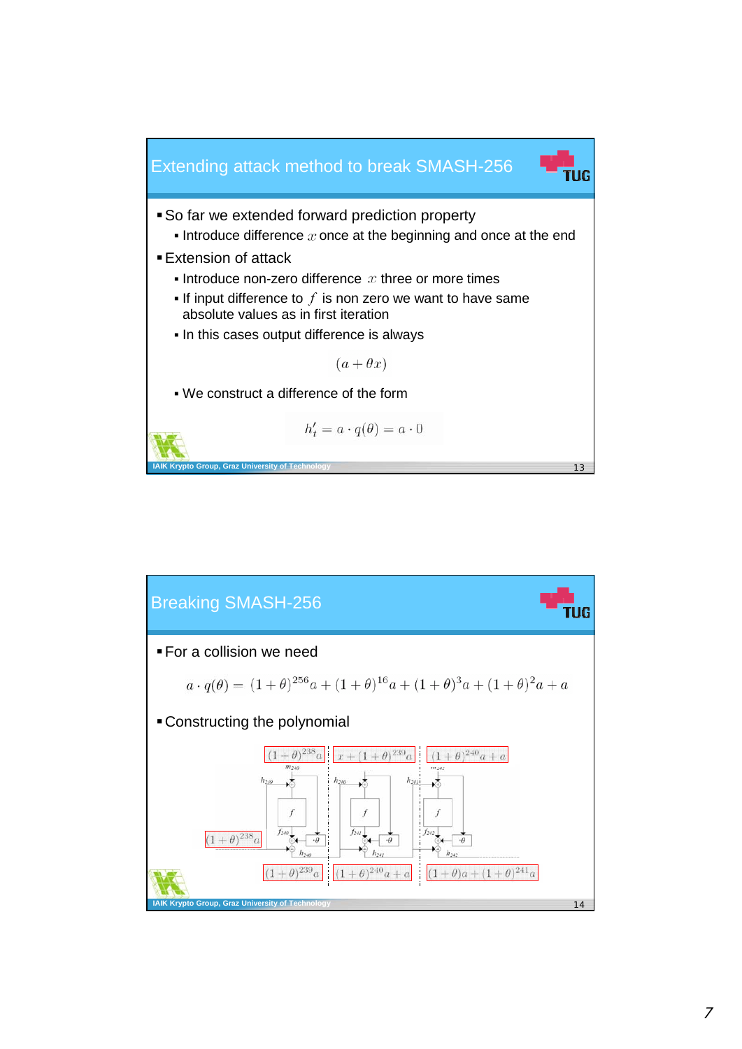# Extending attack method to break SMASH-256

- So far we extended forward prediction property
  - Introduce difference $x$ once at the beginning and once at the end
- Extension of attack
  - Introduce non-zero difference $x$ three or more times
  - If input difference to $f$ is non zero we want to have same absolute values as in first iteration
  - In this cases output difference is always

$$(a + \theta x)$$

  - We construct a difference of the form

$$h'_t = a \cdot q(\theta) = a \cdot 0$$

# Breaking SMASH-256

- For a collision we need

$$a \cdot q(\theta) = (1+\theta)^{256}a + (1+\theta)^{16}a + (1+\theta)^{3}a + (1+\theta)^{2}a + a$$

- Constructing the polynomial

$(1+\theta)^{238}a$ | $x + (1+\theta)^{239}a$ | $(1+\theta)^{240}a + a$

$(1+\theta)^{238}a$

$(1+\theta)^{239}a$ | $(1+\theta)^{240}a + a$ | $(1+\theta)a + (1+\theta)^{241}a$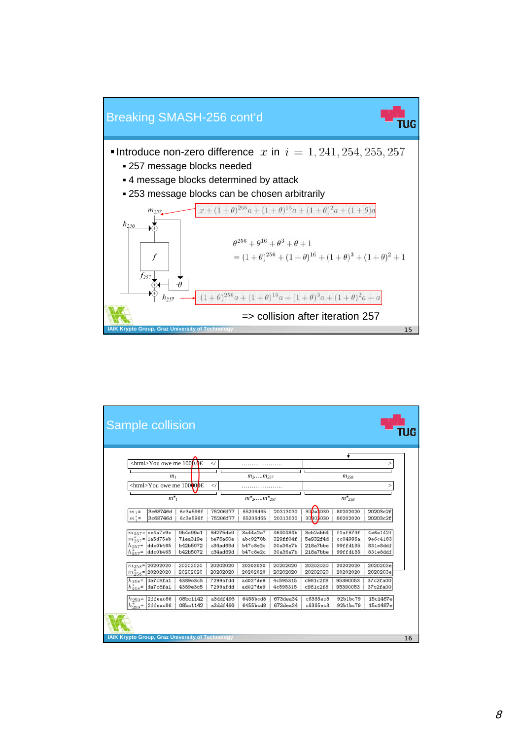## Breaking SMASH-256 cont'd

- Introduce non-zero difference $x$ in $i = 1, 241, 254, 255, 257$
  - 257 message blocks needed
  - 4 message blocks determined by attack
  - 253 message blocks can be chosen arbitrarily

$m_{257}$: $x + (1+\theta)^{255}a + (1+\theta)^{15}a + (1+\theta)^{2}a + (1+\theta)a$

$$\theta^{256} + \theta^{16} + \theta^{3} + \theta + 1$$
$$= (1+\theta)^{256} + (1+\theta)^{16} + (1+\theta)^{3} + (1+\theta)^{2} + 1$$

$h_{257}$: $(1+\theta)^{256}a + (1+\theta)^{16}a + (1+\theta)^{3}a + (1+\theta)^{2}a + a$

=> collision after iteration 257

## Sample collision

| <html>You owe me 1000.0€ </ | ………………… | > |
|---|---|---|
| $m_1$ | $m_2 \ldots m_{257}$ | $m_{258}$ |
| <html>You owe me 100000€ </ | ………………… | > |
| $m^*_1$ | $m^*_2 \ldots m^*_{257}$ | $m^*_{258}$ |

| | | | | | | | | |
|---|---|---|---|---|---|---|---|---|
| $m_1$= | 3c68746d | 6c3a596f | 75206f77 | 65206d65 | 20313030 | 302e3030 | 80202020 | 20203c2f |
| $m^*_1$= | 3c68746d | 6c3a596f | 75206f77 | 65206d65 | 20313030 | 30303030 | 80202020 | 20203c2f |
| $m_{257}$= | cc4a7c9c | 9b4a99e1 | 8d275de9 | 3a44a2e7 | 4640484b | 3cb2abb4 | f1af679f | 4e6e142f |
| $m^*_{257}$= | 1a5d75eb | 71ea319e | be76a60e | abc9278b | 329ff04f | 5e932f4d | cc04996a | 9e6c4183 |
| $h_{257}$= | ddc0b465 | b42b5072 | c34ad69d | b47c8e2c | 30a36a7b | 218a7bbe | 99ffd185 | 831e8ddf |
| $h^*_{257}$= | ddc0b465 | b42b5072 | c34ad69d | b47c8e2c | 30a36a7b | 218a7bbe | 99ffd185 | 831e8ddf |
| $m_{258}$= | 20202020 | 20202020 | 20202020 | 20202020 | 20202020 | 20202020 | 20202020 | 2020203e |
| $m^*_{258}$= | 20202020 | 20202020 | 20202020 | 20202020 | 20202020 | 20202020 | 20202020 | 2020203e |
| $h_{258}$= | da7c8fa1 | 4389e3c5 | 7299afdd | ad027de9 | 4c595315 | c981c2f8 | 95390053 | 37c2fa00 |
| $h^*_{258}$= | da7c8fa1 | 4389e3c5 | 7299afdd | ad027de9 | 4c595315 | c981c2f8 | 95390053 | 37c2fa00 |
| $h_{259}$= | 2ffeac86 | 08bc1142 | a3ddf493 | 6455bcd8 | 673dea34 | c6365ec3 | 92b1bc79 | 15c1487e |
| $h^*_{259}$= | 2ffeac86 | 08bc1142 | a3ddf493 | 6455bcd8 | 673dea34 | c6365ec3 | 92b1bc79 | 15c1487e |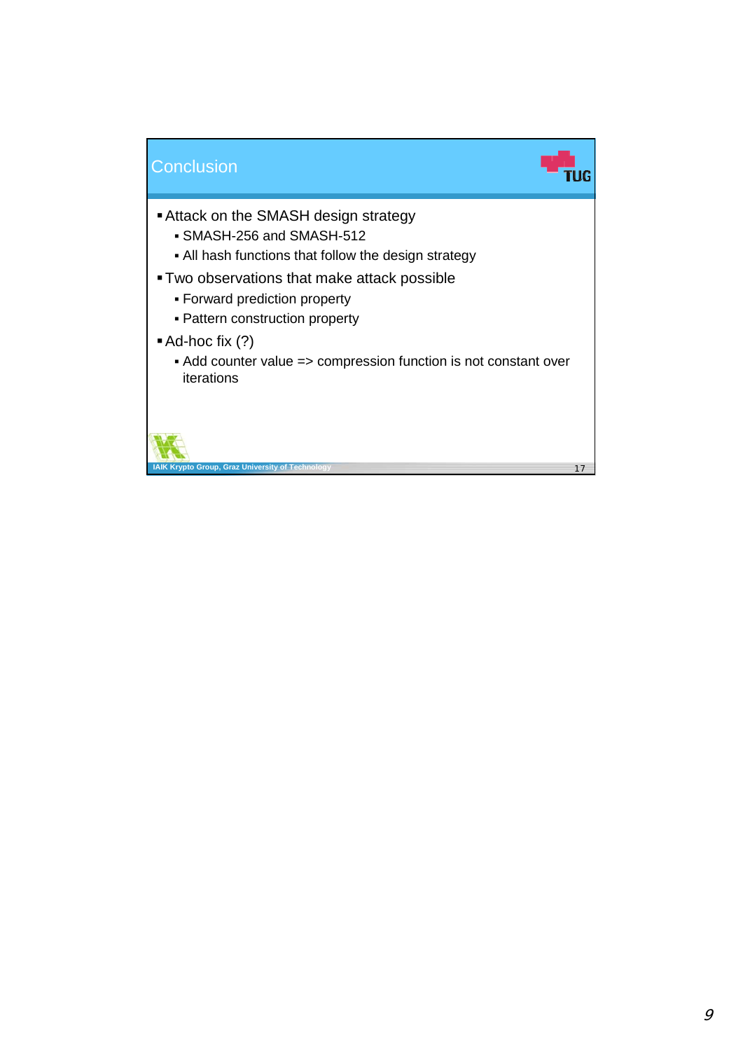## Conclusion

- Attack on the SMASH design strategy
  - SMASH-256 and SMASH-512
  - All hash functions that follow the design strategy
- Two observations that make attack possible
  - Forward prediction property
  - Pattern construction property
- Ad-hoc fix (?)
  - Add counter value => compression function is not constant over iterations

IAIK Krypto Group, Graz University of Technology